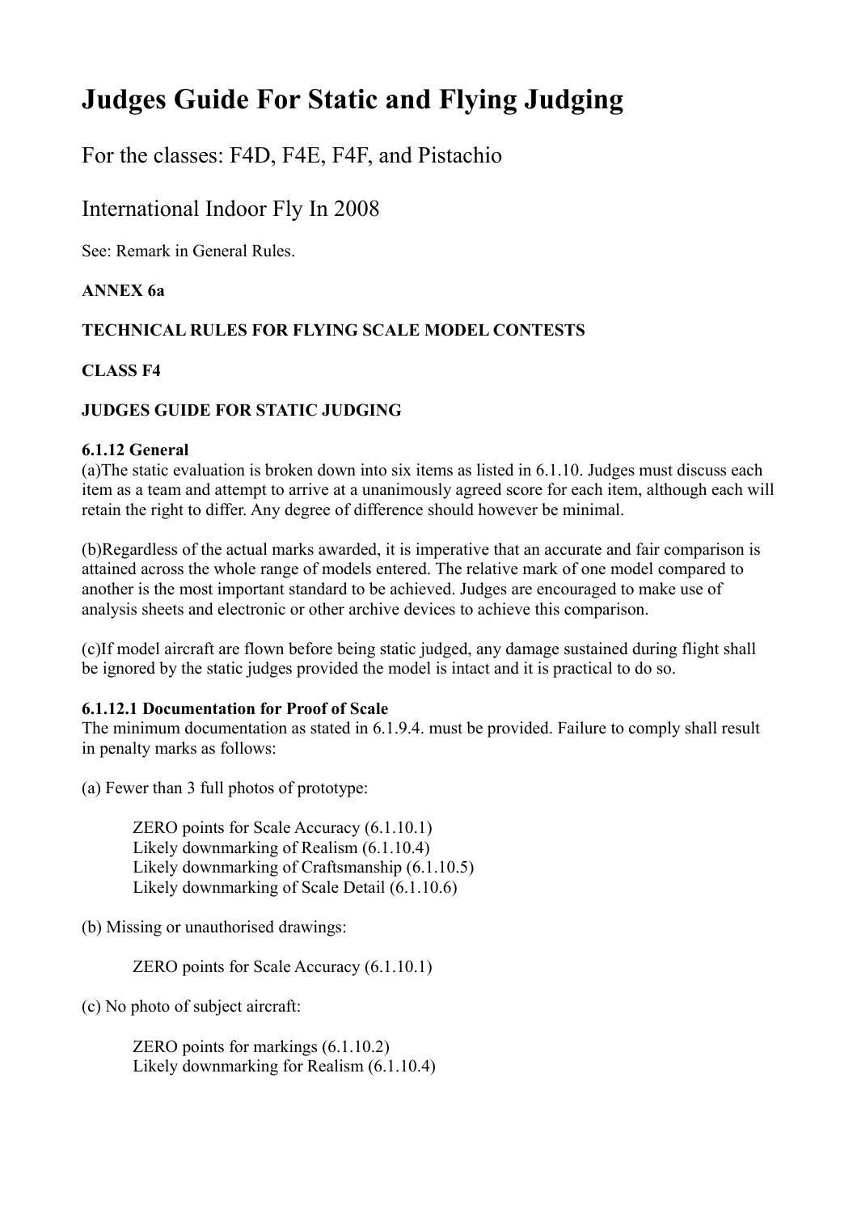# Judges Guide For Static and Flying Judging

## For the classes: F4D, F4E, F4F, and Pistachio

## International Indoor Fly In 2008

See: Remark in General Rules.

**ANNEX 6a**

**TECHNICAL RULES FOR FLYING SCALE MODEL CONTESTS**

**CLASS F4**

**JUDGES GUIDE FOR STATIC JUDGING**

**6.1.12 General**

(a)The static evaluation is broken down into six items as listed in 6.1.10. Judges must discuss each item as a team and attempt to arrive at a unanimously agreed score for each item, although each will retain the right to differ. Any degree of difference should however be minimal.

(b)Regardless of the actual marks awarded, it is imperative that an accurate and fair comparison is attained across the whole range of models entered. The relative mark of one model compared to another is the most important standard to be achieved. Judges are encouraged to make use of analysis sheets and electronic or other archive devices to achieve this comparison.

(c)If model aircraft are flown before being static judged, any damage sustained during flight shall be ignored by the static judges provided the model is intact and it is practical to do so.

**6.1.12.1 Documentation for Proof of Scale**

The minimum documentation as stated in 6.1.9.4. must be provided. Failure to comply shall result in penalty marks as follows:

(a) Fewer than 3 full photos of prototype:

> ZERO points for Scale Accuracy (6.1.10.1)
> Likely downmarking of Realism (6.1.10.4)
> Likely downmarking of Craftsmanship (6.1.10.5)
> Likely downmarking of Scale Detail (6.1.10.6)

(b) Missing or unauthorised drawings:

> ZERO points for Scale Accuracy (6.1.10.1)

(c) No photo of subject aircraft:

> ZERO points for markings (6.1.10.2)
> Likely downmarking for Realism (6.1.10.4)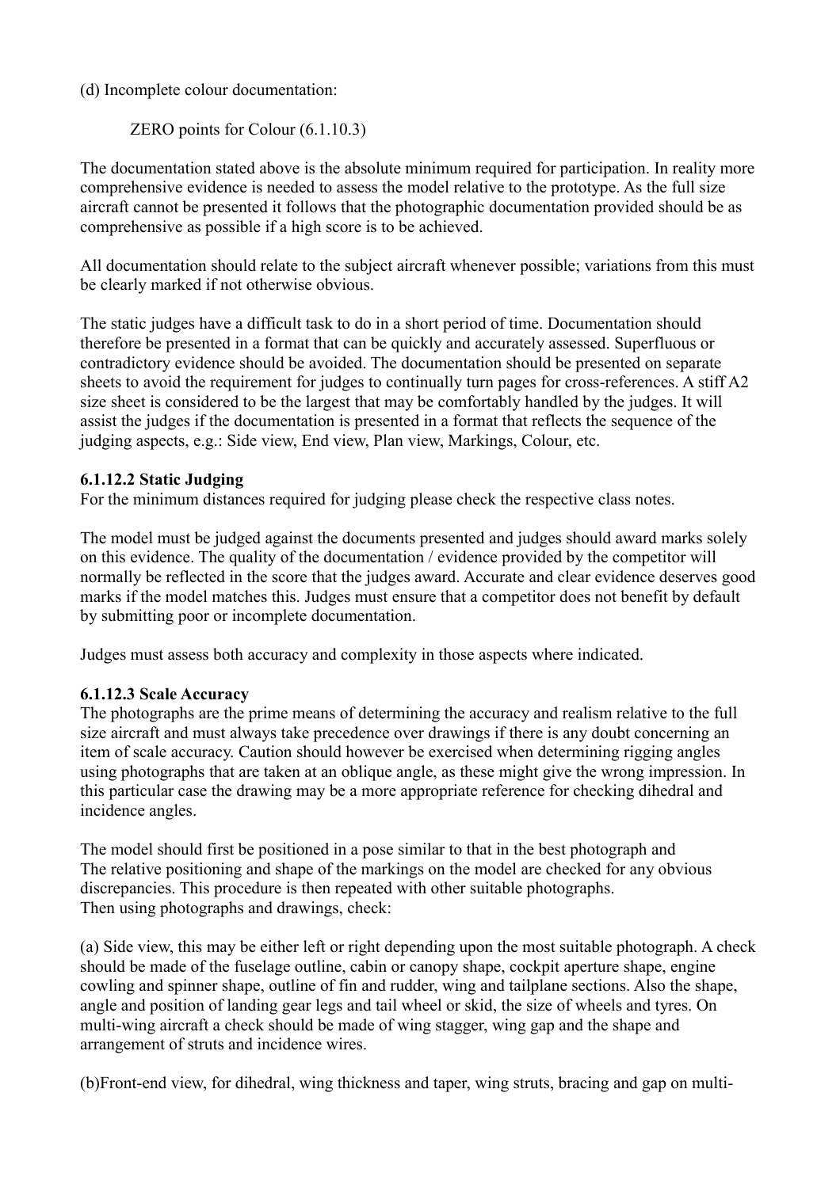(d) Incomplete colour documentation:

ZERO points for Colour (6.1.10.3)

The documentation stated above is the absolute minimum required for participation. In reality more comprehensive evidence is needed to assess the model relative to the prototype. As the full size aircraft cannot be presented it follows that the photographic documentation provided should be as comprehensive as possible if a high score is to be achieved.

All documentation should relate to the subject aircraft whenever possible; variations from this must be clearly marked if not otherwise obvious.

The static judges have a difficult task to do in a short period of time. Documentation should therefore be presented in a format that can be quickly and accurately assessed. Superfluous or contradictory evidence should be avoided. The documentation should be presented on separate sheets to avoid the requirement for judges to continually turn pages for cross-references. A stiff A2 size sheet is considered to be the largest that may be comfortably handled by the judges. It will assist the judges if the documentation is presented in a format that reflects the sequence of the judging aspects, e.g.: Side view, End view, Plan view, Markings, Colour, etc.

**6.1.12.2 Static Judging**

For the minimum distances required for judging please check the respective class notes.

The model must be judged against the documents presented and judges should award marks solely on this evidence. The quality of the documentation / evidence provided by the competitor will normally be reflected in the score that the judges award. Accurate and clear evidence deserves good marks if the model matches this. Judges must ensure that a competitor does not benefit by default by submitting poor or incomplete documentation.

Judges must assess both accuracy and complexity in those aspects where indicated.

**6.1.12.3 Scale Accuracy**

The photographs are the prime means of determining the accuracy and realism relative to the full size aircraft and must always take precedence over drawings if there is any doubt concerning an item of scale accuracy. Caution should however be exercised when determining rigging angles using photographs that are taken at an oblique angle, as these might give the wrong impression. In this particular case the drawing may be a more appropriate reference for checking dihedral and incidence angles.

The model should first be positioned in a pose similar to that in the best photograph and
The relative positioning and shape of the markings on the model are checked for any obvious discrepancies. This procedure is then repeated with other suitable photographs.
Then using photographs and drawings, check:

(a) Side view, this may be either left or right depending upon the most suitable photograph. A check should be made of the fuselage outline, cabin or canopy shape, cockpit aperture shape, engine cowling and spinner shape, outline of fin and rudder, wing and tailplane sections. Also the shape, angle and position of landing gear legs and tail wheel or skid, the size of wheels and tyres. On multi-wing aircraft a check should be made of wing stagger, wing gap and the shape and arrangement of struts and incidence wires.

(b)Front-end view, for dihedral, wing thickness and taper, wing struts, bracing and gap on multi-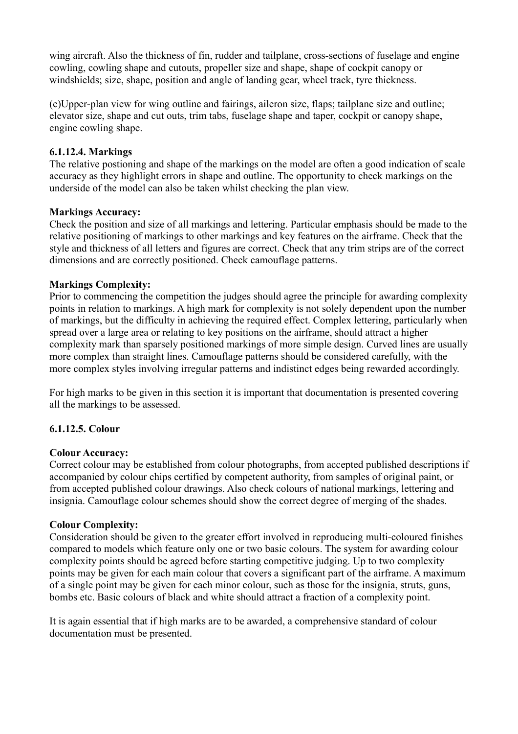wing aircraft. Also the thickness of fin, rudder and tailplane, cross-sections of fuselage and engine cowling, cowling shape and cutouts, propeller size and shape, shape of cockpit canopy or windshields; size, shape, position and angle of landing gear, wheel track, tyre thickness.

(c)Upper-plan view for wing outline and fairings, aileron size, flaps; tailplane size and outline; elevator size, shape and cut outs, trim tabs, fuselage shape and taper, cockpit or canopy shape, engine cowling shape.

### 6.1.12.4. Markings

The relative postioning and shape of the markings on the model are often a good indication of scale accuracy as they highlight errors in shape and outline. The opportunity to check markings on the underside of the model can also be taken whilst checking the plan view.

**Markings Accuracy:**
Check the position and size of all markings and lettering. Particular emphasis should be made to the relative positioning of markings to other markings and key features on the airframe. Check that the style and thickness of all letters and figures are correct. Check that any trim strips are of the correct dimensions and are correctly positioned. Check camouflage patterns.

**Markings Complexity:**
Prior to commencing the competition the judges should agree the principle for awarding complexity points in relation to markings. A high mark for complexity is not solely dependent upon the number of markings, but the difficulty in achieving the required effect. Complex lettering, particularly when spread over a large area or relating to key positions on the airframe, should attract a higher complexity mark than sparsely positioned markings of more simple design. Curved lines are usually more complex than straight lines. Camouflage patterns should be considered carefully, with the more complex styles involving irregular patterns and indistinct edges being rewarded accordingly.

For high marks to be given in this section it is important that documentation is presented covering all the markings to be assessed.

### 6.1.12.5. Colour

**Colour Accuracy:**
Correct colour may be established from colour photographs, from accepted published descriptions if accompanied by colour chips certified by competent authority, from samples of original paint, or from accepted published colour drawings. Also check colours of national markings, lettering and insignia. Camouflage colour schemes should show the correct degree of merging of the shades.

**Colour Complexity:**
Consideration should be given to the greater effort involved in reproducing multi-coloured finishes compared to models which feature only one or two basic colours. The system for awarding colour complexity points should be agreed before starting competitive judging. Up to two complexity points may be given for each main colour that covers a significant part of the airframe. A maximum of a single point may be given for each minor colour, such as those for the insignia, struts, guns, bombs etc. Basic colours of black and white should attract a fraction of a complexity point.

It is again essential that if high marks are to be awarded, a comprehensive standard of colour documentation must be presented.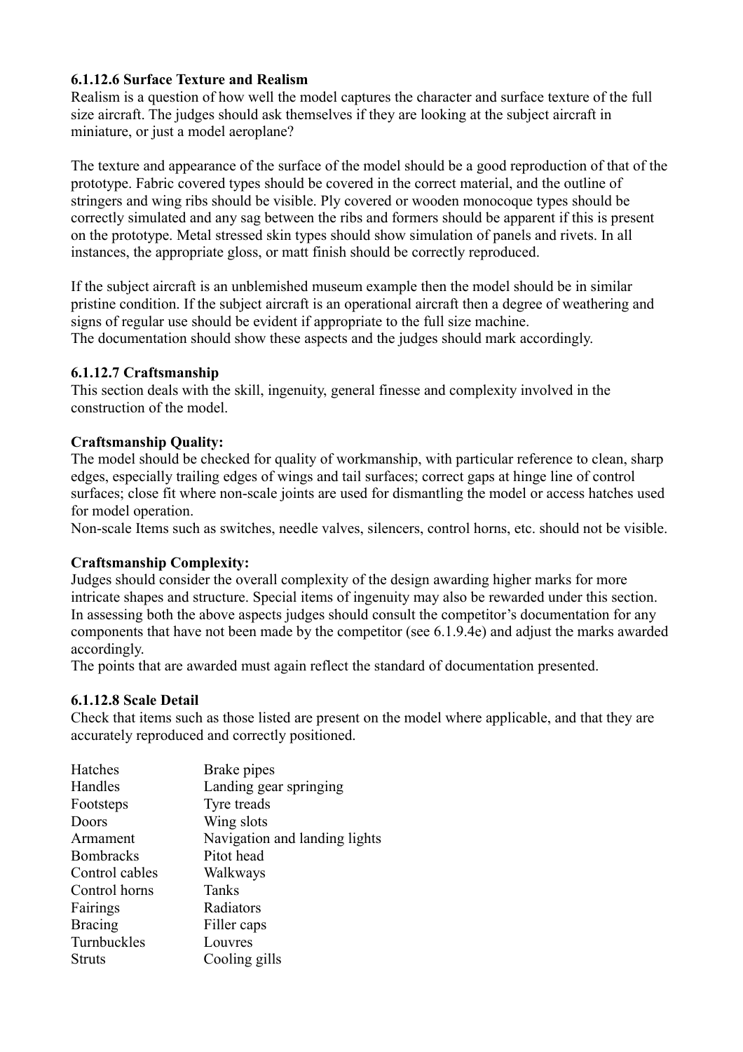### 6.1.12.6 Surface Texture and Realism

Realism is a question of how well the model captures the character and surface texture of the full size aircraft. The judges should ask themselves if they are looking at the subject aircraft in miniature, or just a model aeroplane?

The texture and appearance of the surface of the model should be a good reproduction of that of the prototype. Fabric covered types should be covered in the correct material, and the outline of stringers and wing ribs should be visible. Ply covered or wooden monocoque types should be correctly simulated and any sag between the ribs and formers should be apparent if this is present on the prototype. Metal stressed skin types should show simulation of panels and rivets. In all instances, the appropriate gloss, or matt finish should be correctly reproduced.

If the subject aircraft is an unblemished museum example then the model should be in similar pristine condition. If the subject aircraft is an operational aircraft then a degree of weathering and signs of regular use should be evident if appropriate to the full size machine.
The documentation should show these aspects and the judges should mark accordingly.

### 6.1.12.7 Craftsmanship

This section deals with the skill, ingenuity, general finesse and complexity involved in the construction of the model.

**Craftsmanship Quality:**
The model should be checked for quality of workmanship, with particular reference to clean, sharp edges, especially trailing edges of wings and tail surfaces; correct gaps at hinge line of control surfaces; close fit where non-scale joints are used for dismantling the model or access hatches used for model operation.
Non-scale Items such as switches, needle valves, silencers, control horns, etc. should not be visible.

**Craftsmanship Complexity:**
Judges should consider the overall complexity of the design awarding higher marks for more intricate shapes and structure. Special items of ingenuity may also be rewarded under this section.
In assessing both the above aspects judges should consult the competitor's documentation for any components that have not been made by the competitor (see 6.1.9.4e) and adjust the marks awarded accordingly.
The points that are awarded must again reflect the standard of documentation presented.

### 6.1.12.8 Scale Detail

Check that items such as those listed are present on the model where applicable, and that they are accurately reproduced and correctly positioned.

| | |
|---|---|
| Hatches | Brake pipes |
| Handles | Landing gear springing |
| Footsteps | Tyre treads |
| Doors | Wing slots |
| Armament | Navigation and landing lights |
| Bombracks | Pitot head |
| Control cables | Walkways |
| Control horns | Tanks |
| Fairings | Radiators |
| Bracing | Filler caps |
| Turnbuckles | Louvres |
| Struts | Cooling gills |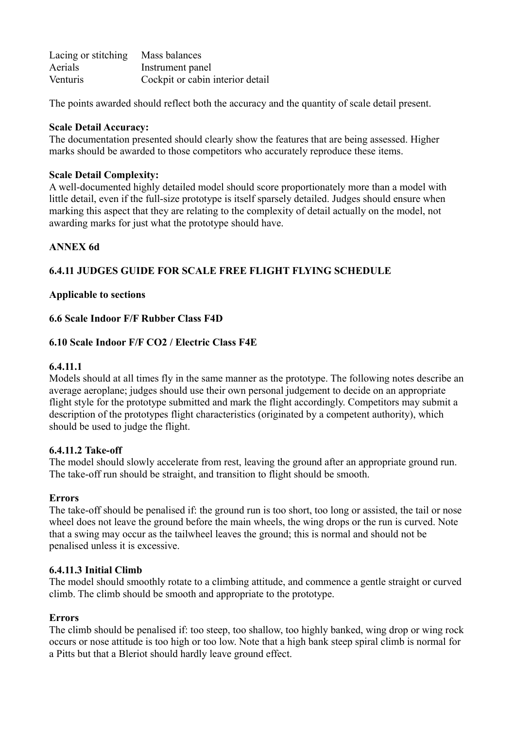| | |
|---|---|
| Lacing or stitching | Mass balances |
| Aerials | Instrument panel |
| Venturis | Cockpit or cabin interior detail |

The points awarded should reflect both the accuracy and the quantity of scale detail present.

**Scale Detail Accuracy:**
The documentation presented should clearly show the features that are being assessed. Higher marks should be awarded to those competitors who accurately reproduce these items.

**Scale Detail Complexity:**
A well-documented highly detailed model should score proportionately more than a model with little detail, even if the full-size prototype is itself sparsely detailed. Judges should ensure when marking this aspect that they are relating to the complexity of detail actually on the model, not awarding marks for just what the prototype should have.

**ANNEX 6d**

**6.4.11 JUDGES GUIDE FOR SCALE FREE FLIGHT FLYING SCHEDULE**

**Applicable to sections**

**6.6 Scale Indoor F/F Rubber Class F4D**

**6.10 Scale Indoor F/F CO2 / Electric Class F4E**

**6.4.11.1**
Models should at all times fly in the same manner as the prototype. The following notes describe an average aeroplane; judges should use their own personal judgement to decide on an appropriate flight style for the prototype submitted and mark the flight accordingly. Competitors may submit a description of the prototypes flight characteristics (originated by a competent authority), which should be used to judge the flight.

**6.4.11.2 Take-off**
The model should slowly accelerate from rest, leaving the ground after an appropriate ground run. The take-off run should be straight, and transition to flight should be smooth.

**Errors**
The take-off should be penalised if: the ground run is too short, too long or assisted, the tail or nose wheel does not leave the ground before the main wheels, the wing drops or the run is curved. Note that a swing may occur as the tailwheel leaves the ground; this is normal and should not be penalised unless it is excessive.

**6.4.11.3 Initial Climb**
The model should smoothly rotate to a climbing attitude, and commence a gentle straight or curved climb. The climb should be smooth and appropriate to the prototype.

**Errors**
The climb should be penalised if: too steep, too shallow, too highly banked, wing drop or wing rock occurs or nose attitude is too high or too low. Note that a high bank steep spiral climb is normal for a Pitts but that a Bleriot should hardly leave ground effect.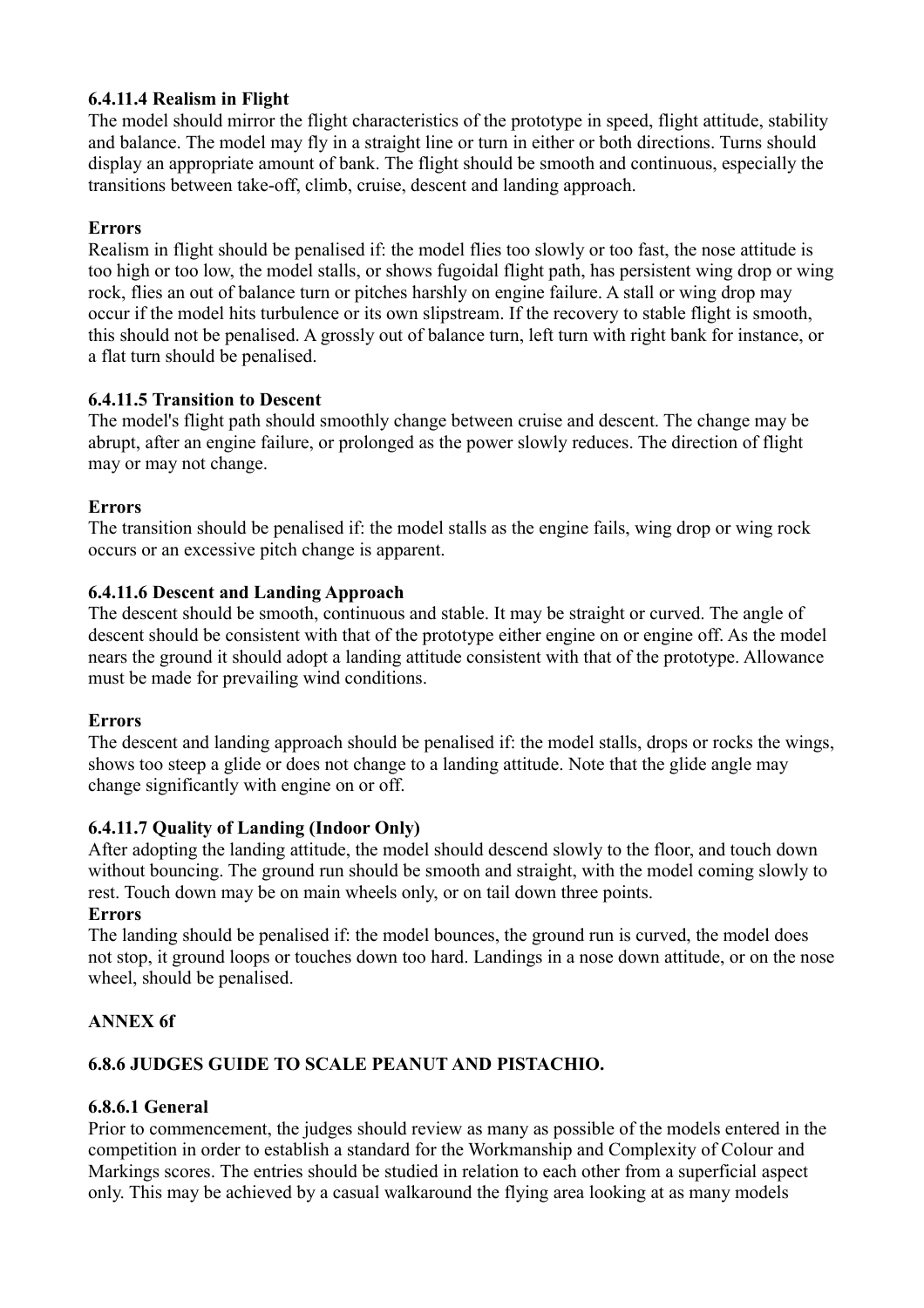**6.4.11.4 Realism in Flight**

The model should mirror the flight characteristics of the prototype in speed, flight attitude, stability and balance. The model may fly in a straight line or turn in either or both directions. Turns should display an appropriate amount of bank. The flight should be smooth and continuous, especially the transitions between take-off, climb, cruise, descent and landing approach.

**Errors**

Realism in flight should be penalised if: the model flies too slowly or too fast, the nose attitude is too high or too low, the model stalls, or shows fugoidal flight path, has persistent wing drop or wing rock, flies an out of balance turn or pitches harshly on engine failure. A stall or wing drop may occur if the model hits turbulence or its own slipstream. If the recovery to stable flight is smooth, this should not be penalised. A grossly out of balance turn, left turn with right bank for instance, or a flat turn should be penalised.

**6.4.11.5 Transition to Descent**

The model's flight path should smoothly change between cruise and descent. The change may be abrupt, after an engine failure, or prolonged as the power slowly reduces. The direction of flight may or may not change.

**Errors**

The transition should be penalised if: the model stalls as the engine fails, wing drop or wing rock occurs or an excessive pitch change is apparent.

**6.4.11.6 Descent and Landing Approach**

The descent should be smooth, continuous and stable. It may be straight or curved. The angle of descent should be consistent with that of the prototype either engine on or engine off. As the model nears the ground it should adopt a landing attitude consistent with that of the prototype. Allowance must be made for prevailing wind conditions.

**Errors**

The descent and landing approach should be penalised if: the model stalls, drops or rocks the wings, shows too steep a glide or does not change to a landing attitude. Note that the glide angle may change significantly with engine on or off.

**6.4.11.7 Quality of Landing (Indoor Only)**

After adopting the landing attitude, the model should descend slowly to the floor, and touch down without bouncing. The ground run should be smooth and straight, with the model coming slowly to rest. Touch down may be on main wheels only, or on tail down three points.

**Errors**

The landing should be penalised if: the model bounces, the ground run is curved, the model does not stop, it ground loops or touches down too hard. Landings in a nose down attitude, or on the nose wheel, should be penalised.

**ANNEX 6f**

**6.8.6 JUDGES GUIDE TO SCALE PEANUT AND PISTACHIO.**

**6.8.6.1 General**

Prior to commencement, the judges should review as many as possible of the models entered in the competition in order to establish a standard for the Workmanship and Complexity of Colour and Markings scores. The entries should be studied in relation to each other from a superficial aspect only. This may be achieved by a casual walkaround the flying area looking at as many models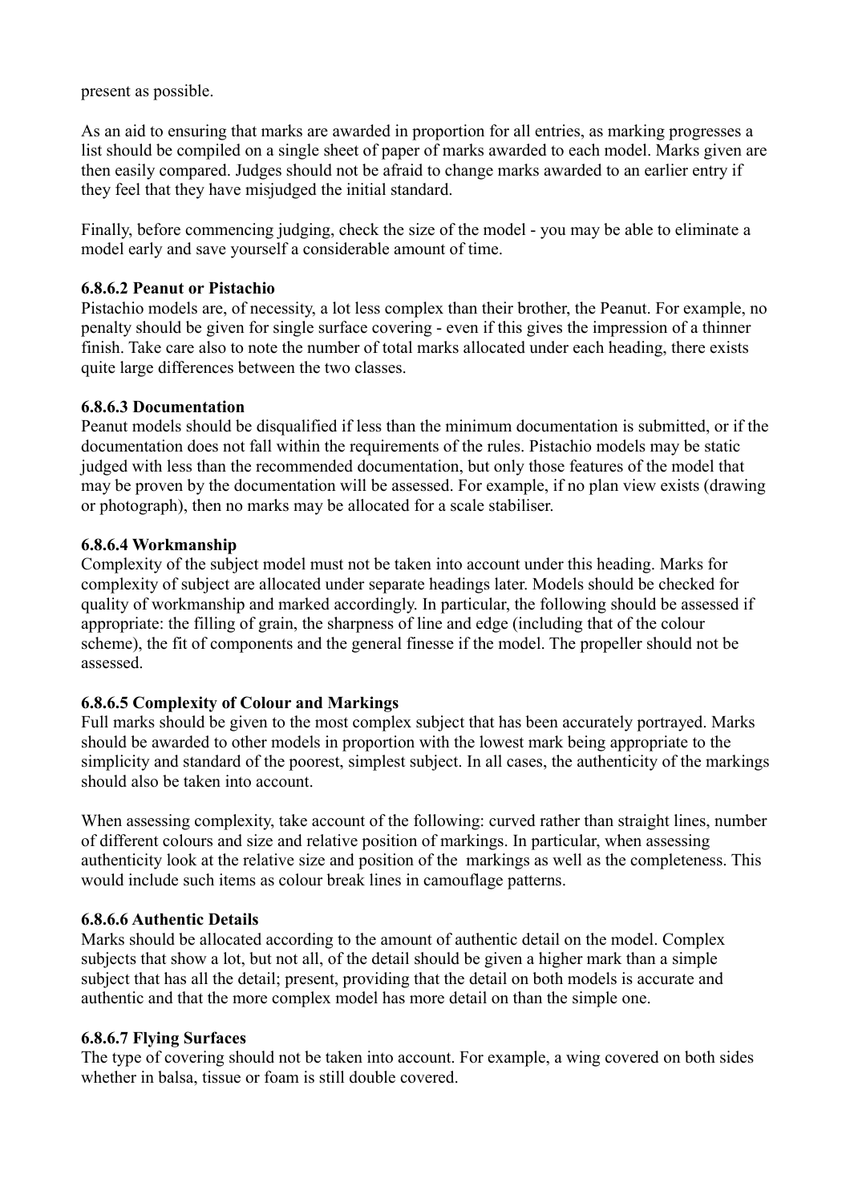present as possible.

As an aid to ensuring that marks are awarded in proportion for all entries, as marking progresses a list should be compiled on a single sheet of paper of marks awarded to each model. Marks given are then easily compared. Judges should not be afraid to change marks awarded to an earlier entry if they feel that they have misjudged the initial standard.

Finally, before commencing judging, check the size of the model - you may be able to eliminate a model early and save yourself a considerable amount of time.

**6.8.6.2 Peanut or Pistachio**

Pistachio models are, of necessity, a lot less complex than their brother, the Peanut. For example, no penalty should be given for single surface covering - even if this gives the impression of a thinner finish. Take care also to note the number of total marks allocated under each heading, there exists quite large differences between the two classes.

**6.8.6.3 Documentation**

Peanut models should be disqualified if less than the minimum documentation is submitted, or if the documentation does not fall within the requirements of the rules. Pistachio models may be static judged with less than the recommended documentation, but only those features of the model that may be proven by the documentation will be assessed. For example, if no plan view exists (drawing or photograph), then no marks may be allocated for a scale stabiliser.

**6.8.6.4 Workmanship**

Complexity of the subject model must not be taken into account under this heading. Marks for complexity of subject are allocated under separate headings later. Models should be checked for quality of workmanship and marked accordingly. In particular, the following should be assessed if appropriate: the filling of grain, the sharpness of line and edge (including that of the colour scheme), the fit of components and the general finesse if the model. The propeller should not be assessed.

**6.8.6.5 Complexity of Colour and Markings**

Full marks should be given to the most complex subject that has been accurately portrayed. Marks should be awarded to other models in proportion with the lowest mark being appropriate to the simplicity and standard of the poorest, simplest subject. In all cases, the authenticity of the markings should also be taken into account.

When assessing complexity, take account of the following: curved rather than straight lines, number of different colours and size and relative position of markings. In particular, when assessing authenticity look at the relative size and position of the markings as well as the completeness. This would include such items as colour break lines in camouflage patterns.

**6.8.6.6 Authentic Details**

Marks should be allocated according to the amount of authentic detail on the model. Complex subjects that show a lot, but not all, of the detail should be given a higher mark than a simple subject that has all the detail; present, providing that the detail on both models is accurate and authentic and that the more complex model has more detail on than the simple one.

**6.8.6.7 Flying Surfaces**

The type of covering should not be taken into account. For example, a wing covered on both sides whether in balsa, tissue or foam is still double covered.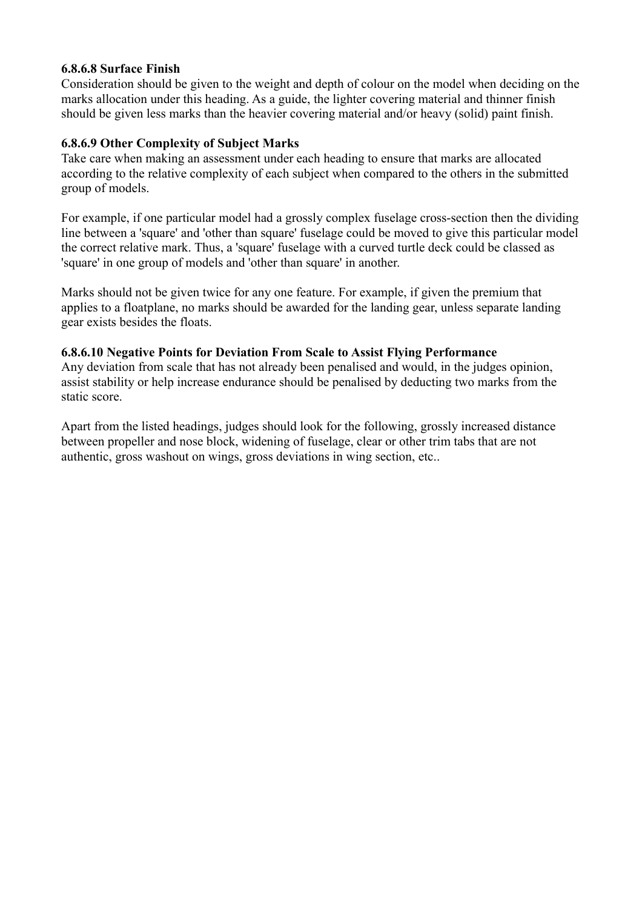#### 6.8.6.8 Surface Finish

Consideration should be given to the weight and depth of colour on the model when deciding on the marks allocation under this heading. As a guide, the lighter covering material and thinner finish should be given less marks than the heavier covering material and/or heavy (solid) paint finish.

#### 6.8.6.9 Other Complexity of Subject Marks

Take care when making an assessment under each heading to ensure that marks are allocated according to the relative complexity of each subject when compared to the others in the submitted group of models.

For example, if one particular model had a grossly complex fuselage cross-section then the dividing line between a 'square' and 'other than square' fuselage could be moved to give this particular model the correct relative mark. Thus, a 'square' fuselage with a curved turtle deck could be classed as 'square' in one group of models and 'other than square' in another.

Marks should not be given twice for any one feature. For example, if given the premium that applies to a floatplane, no marks should be awarded for the landing gear, unless separate landing gear exists besides the floats.

#### 6.8.6.10 Negative Points for Deviation From Scale to Assist Flying Performance

Any deviation from scale that has not already been penalised and would, in the judges opinion, assist stability or help increase endurance should be penalised by deducting two marks from the static score.

Apart from the listed headings, judges should look for the following, grossly increased distance between propeller and nose block, widening of fuselage, clear or other trim tabs that are not authentic, gross washout on wings, gross deviations in wing section, etc..